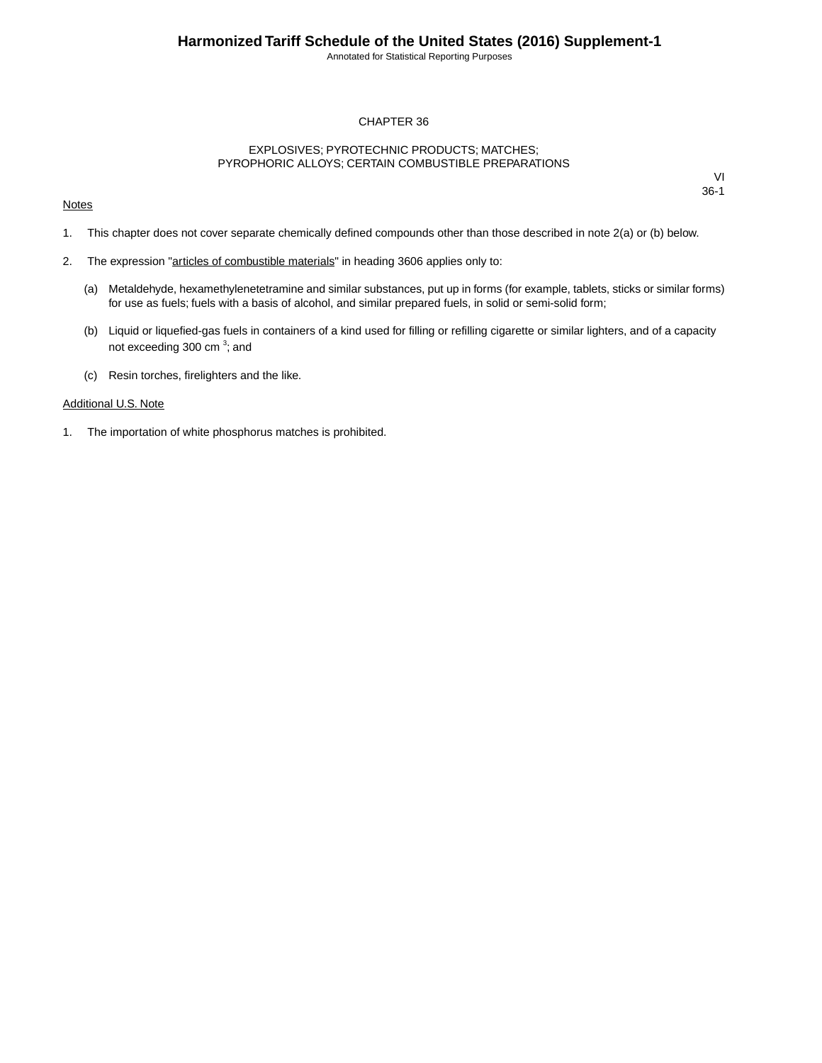## CHAPTER 36

## EXPLOSIVES; PYROTECHNIC PRODUCTS; MATCHES;
## PYROPHORIC ALLOYS; CERTAIN COMBUSTIBLE PREPARATIONS

VI
36-1

Notes

1. This chapter does not cover separate chemically defined compounds other than those described in note 2(a) or (b) below.

2. The expression "articles of combustible materials" in heading 3606 applies only to:

   (a) Metaldehyde, hexamethylenetetramine and similar substances, put up in forms (for example, tablets, sticks or similar forms) for use as fuels; fuels with a basis of alcohol, and similar prepared fuels, in solid or semi-solid form;

   (b) Liquid or liquefied-gas fuels in containers of a kind used for filling or refilling cigarette or similar lighters, and of a capacity not exceeding 300 $cm^3$; and

   (c) Resin torches, firelighters and the like.

Additional U.S. Note

1. The importation of white phosphorus matches is prohibited.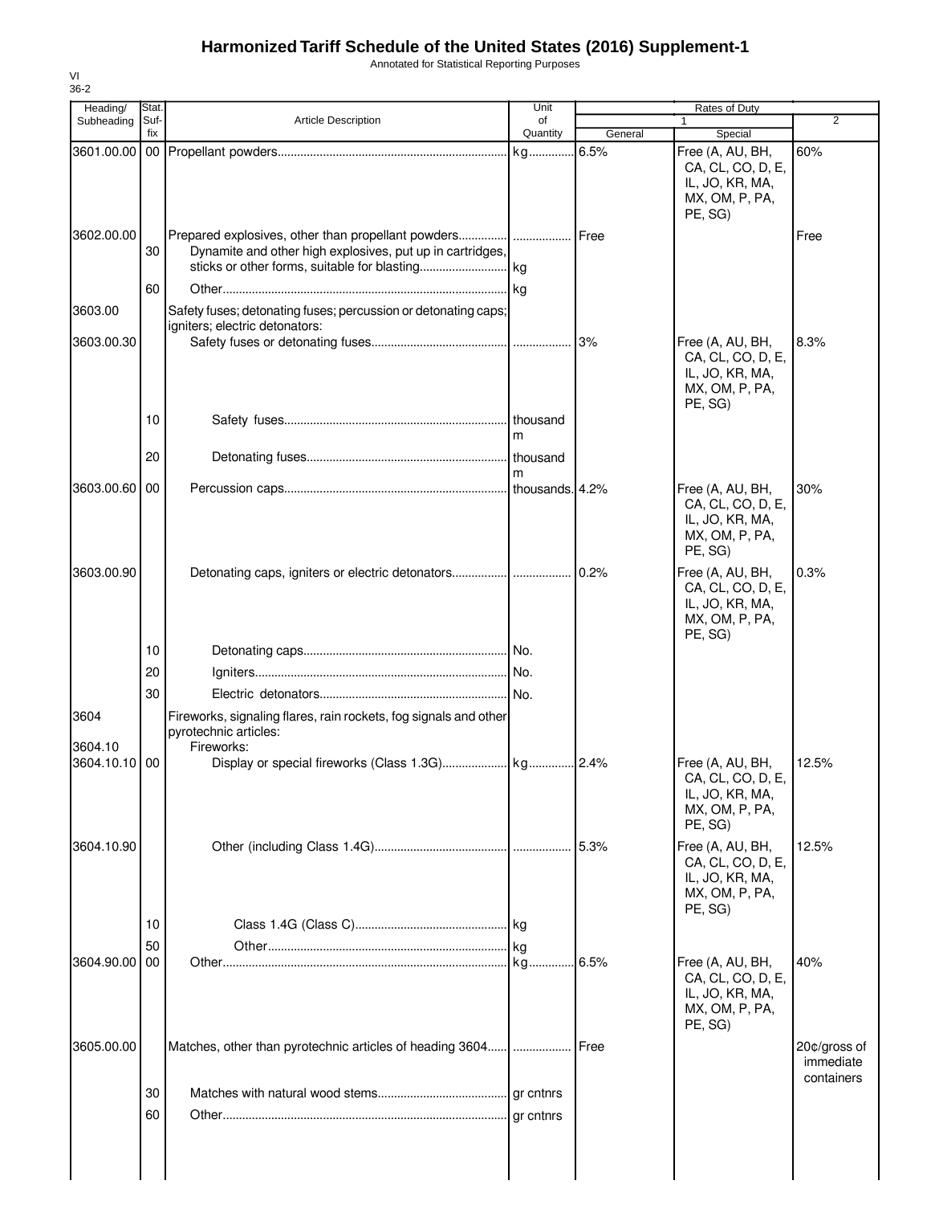# Harmonized Tariff Schedule of the United States (2016) Supplement-1

Annotated for Statistical Reporting Purposes

VI
36-2

| Heading/ Subheading | Stat. Suf- fix | Article Description | Unit of Quantity | Rates of Duty 1 General | Special | 2 |
|---|---|---|---|---|---|---|
| 3601.00.00 | 00 | Propellant powders | kg | 6.5% | Free (A, AU, BH, CA, CL, CO, D, E, IL, JO, KR, MA, MX, OM, P, PA, PE, SG) | 60% |
| 3602.00.00 | | Prepared explosives, other than propellant powders | | Free | | Free |
| | 30 | Dynamite and other high explosives, put up in cartridges, sticks or other forms, suitable for blasting | kg | | | |
| | 60 | Other | kg | | | |
| 3603.00 | | Safety fuses; detonating fuses; percussion or detonating caps; igniters; electric detonators: | | | | |
| 3603.00.30 | | Safety fuses or detonating fuses | | 3% | Free (A, AU, BH, CA, CL, CO, D, E, IL, JO, KR, MA, MX, OM, P, PA, PE, SG) | 8.3% |
| | 10 | Safety fuses | thousand m | | | |
| | 20 | Detonating fuses | thousand m | | | |
| 3603.00.60 | 00 | Percussion caps | thousands | 4.2% | Free (A, AU, BH, CA, CL, CO, D, E, IL, JO, KR, MA, MX, OM, P, PA, PE, SG) | 30% |
| 3603.00.90 | | Detonating caps, igniters or electric detonators | | 0.2% | Free (A, AU, BH, CA, CL, CO, D, E, IL, JO, KR, MA, MX, OM, P, PA, PE, SG) | 0.3% |
| | 10 | Detonating caps | No. | | | |
| | 20 | Igniters | No. | | | |
| | 30 | Electric detonators | No. | | | |
| 3604 | | Fireworks, signaling flares, rain rockets, fog signals and other pyrotechnic articles: | | | | |
| 3604.10 | | Fireworks: | | | | |
| 3604.10.10 | 00 | Display or special fireworks (Class 1.3G) | kg | 2.4% | Free (A, AU, BH, CA, CL, CO, D, E, IL, JO, KR, MA, MX, OM, P, PA, PE, SG) | 12.5% |
| 3604.10.90 | | Other (including Class 1.4G) | | 5.3% | Free (A, AU, BH, CA, CL, CO, D, E, IL, JO, KR, MA, MX, OM, P, PA, PE, SG) | 12.5% |
| | 10 | Class 1.4G (Class C) | kg | | | |
| | 50 | Other | kg | | | |
| 3604.90.00 | 00 | Other | kg | 6.5% | Free (A, AU, BH, CA, CL, CO, D, E, IL, JO, KR, MA, MX, OM, P, PA, PE, SG) | 40% |
| 3605.00.00 | | Matches, other than pyrotechnic articles of heading 3604 | | Free | | 20¢/gross of immediate containers |
| | 30 | Matches with natural wood stems | gr cntnrs | | | |
| | 60 | Other | gr cntnrs | | | |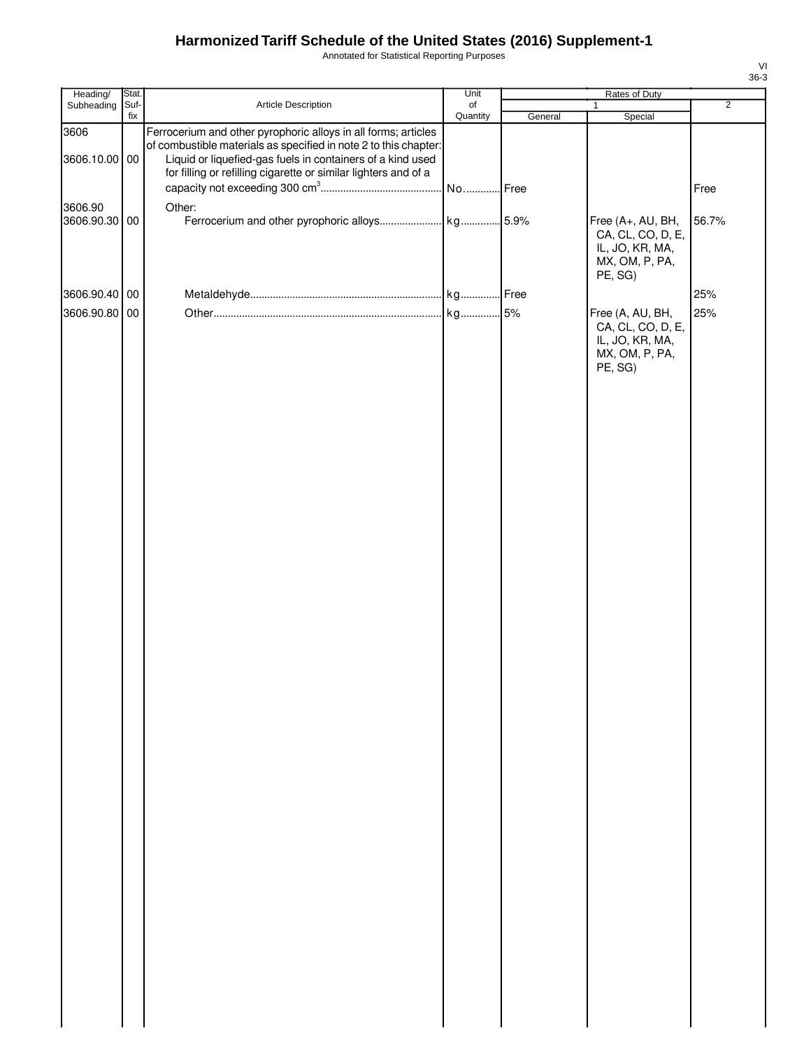# Harmonized Tariff Schedule of the United States (2016) Supplement-1

Annotated for Statistical Reporting Purposes

| Heading/ Subheading | Stat. Suf-fix | Article Description | Unit of Quantity | Rates of Duty 1 General | Special | 2 |
|---|---|---|---|---|---|---|
| 3606 | | Ferrocerium and other pyrophoric alloys in all forms; articles of combustible materials as specified in note 2 to this chapter: | | | | |
| 3606.10.00 | 00 | Liquid or liquefied-gas fuels in containers of a kind used for filling or refilling cigarette or similar lighters and of a capacity not exceeding 300 $cm^3$ | No. | Free | | Free |
| 3606.90 | | Other: | | | | |
| 3606.90.30 | 00 | Ferrocerium and other pyrophoric alloys | kg | 5.9% | Free (A+, AU, BH, CA, CL, CO, D, E, IL, JO, KR, MA, MX, OM, P, PA, PE, SG) | 56.7% |
| 3606.90.40 | 00 | Metaldehyde | kg | Free | | 25% |
| 3606.90.80 | 00 | Other | kg | 5% | Free (A, AU, BH, CA, CL, CO, D, E, IL, JO, KR, MA, MX, OM, P, PA, PE, SG) | 25% |